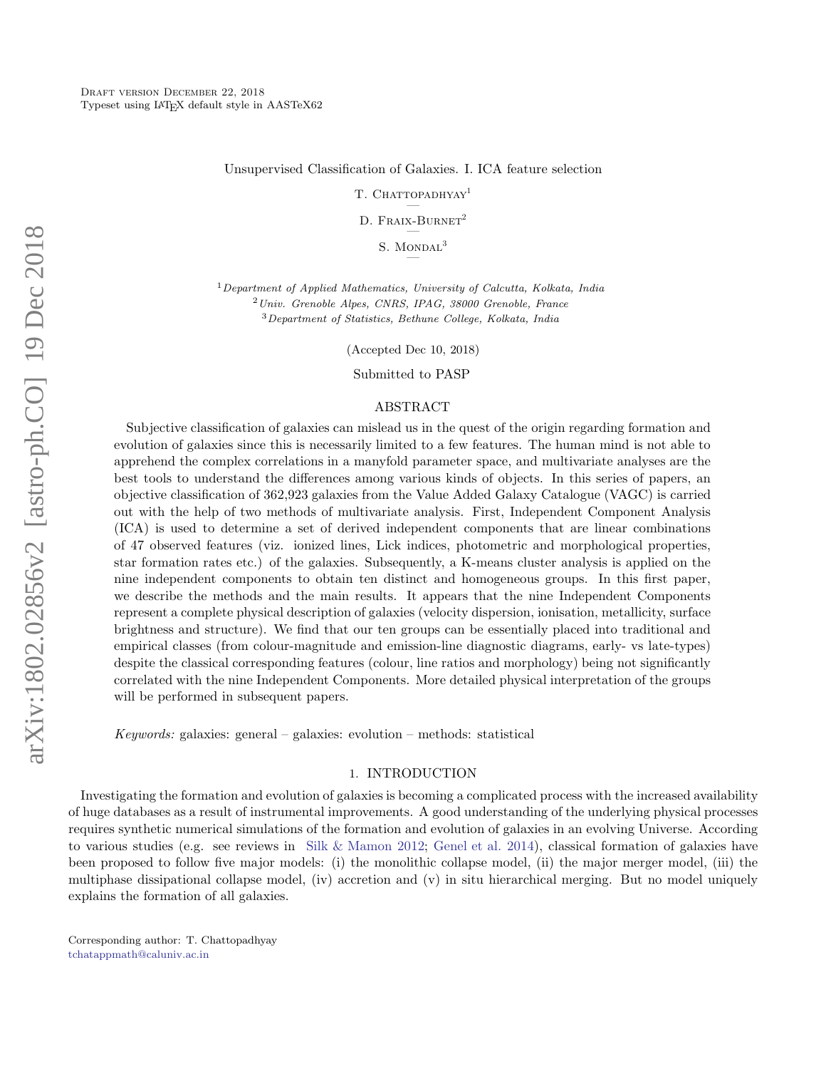Draft version December 22, 2018
Typeset using LaTeX default style in AASTeX62

# Unsupervised Classification of Galaxies. I. ICA feature selection

T. Chattopadhyay[1]

D. Fraix-Burnet[2]

S. Mondal[3]

[1]*Department of Applied Mathematics, University of Calcutta, Kolkata, India*
[2]*Univ. Grenoble Alpes, CNRS, IPAG, 38000 Grenoble, France*
[3]*Department of Statistics, Bethune College, Kolkata, India*

(Accepted Dec 10, 2018)

Submitted to PASP

## ABSTRACT

Subjective classification of galaxies can mislead us in the quest of the origin regarding formation and evolution of galaxies since this is necessarily limited to a few features. The human mind is not able to apprehend the complex correlations in a manyfold parameter space, and multivariate analyses are the best tools to understand the differences among various kinds of objects. In this series of papers, an objective classification of 362,923 galaxies from the Value Added Galaxy Catalogue (VAGC) is carried out with the help of two methods of multivariate analysis. First, Independent Component Analysis (ICA) is used to determine a set of derived independent components that are linear combinations of 47 observed features (viz. ionized lines, Lick indices, photometric and morphological properties, star formation rates etc.) of the galaxies. Subsequently, a K-means cluster analysis is applied on the nine independent components to obtain ten distinct and homogeneous groups. In this first paper, we describe the methods and the main results. It appears that the nine Independent Components represent a complete physical description of galaxies (velocity dispersion, ionisation, metallicity, surface brightness and structure). We find that our ten groups can be essentially placed into traditional and empirical classes (from colour-magnitude and emission-line diagnostic diagrams, early- vs late-types) despite the classical corresponding features (colour, line ratios and morphology) being not significantly correlated with the nine Independent Components. More detailed physical interpretation of the groups will be performed in subsequent papers.

*Keywords:* galaxies: general – galaxies: evolution – methods: statistical

## 1. INTRODUCTION

Investigating the formation and evolution of galaxies is becoming a complicated process with the increased availability of huge databases as a result of instrumental improvements. A good understanding of the underlying physical processes requires synthetic numerical simulations of the formation and evolution of galaxies in an evolving Universe. According to various studies (e.g. see reviews in Silk & Mamon 2012; Genel et al. 2014), classical formation of galaxies have been proposed to follow five major models: (i) the monolithic collapse model, (ii) the major merger model, (iii) the multiphase dissipational collapse model, (iv) accretion and (v) in situ hierarchical merging. But no model uniquely explains the formation of all galaxies.

Corresponding author: T. Chattopadhyay
tchatappmath@caluniv.ac.in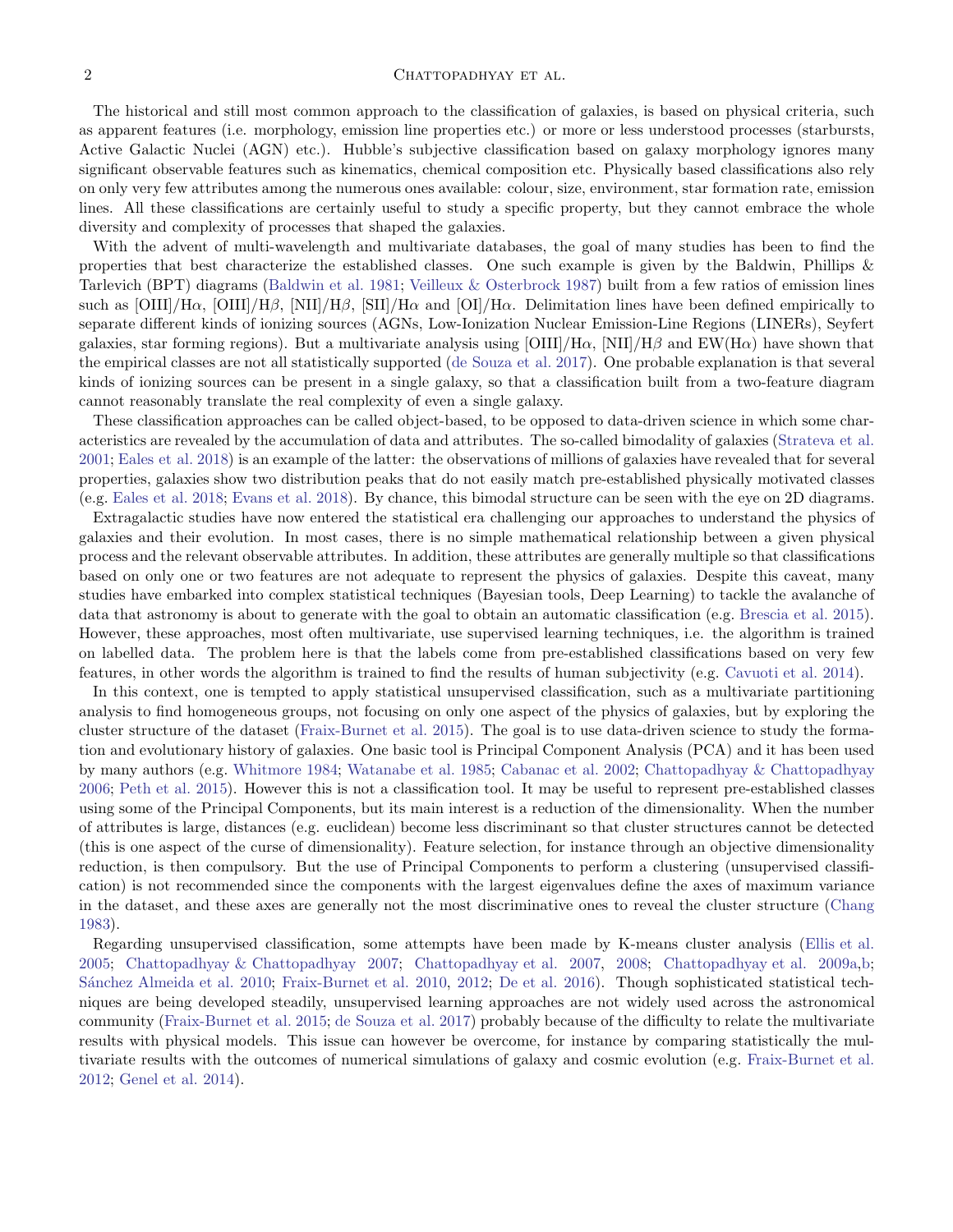The historical and still most common approach to the classification of galaxies, is based on physical criteria, such as apparent features (i.e. morphology, emission line properties etc.) or more or less understood processes (starbursts, Active Galactic Nuclei (AGN) etc.). Hubble's subjective classification based on galaxy morphology ignores many significant observable features such as kinematics, chemical composition etc. Physically based classifications also rely on only very few attributes among the numerous ones available: colour, size, environment, star formation rate, emission lines. All these classifications are certainly useful to study a specific property, but they cannot embrace the whole diversity and complexity of processes that shaped the galaxies.

With the advent of multi-wavelength and multivariate databases, the goal of many studies has been to find the properties that best characterize the established classes. One such example is given by the Baldwin, Phillips & Tarlevich (BPT) diagrams (Baldwin et al. 1981; Veilleux & Osterbrock 1987) built from a few ratios of emission lines such as [OIII]/H$\alpha$, [OIII]/H$\beta$, [NII]/H$\beta$, [SII]/H$\alpha$ and [OI]/H$\alpha$. Delimitation lines have been defined empirically to separate different kinds of ionizing sources (AGNs, Low-Ionization Nuclear Emission-Line Regions (LINERs), Seyfert galaxies, star forming regions). But a multivariate analysis using [OIII]/H$\alpha$, [NII]/H$\beta$ and EW(H$\alpha$) have shown that the empirical classes are not all statistically supported (de Souza et al. 2017). One probable explanation is that several kinds of ionizing sources can be present in a single galaxy, so that a classification built from a two-feature diagram cannot reasonably translate the real complexity of even a single galaxy.

These classification approaches can be called object-based, to be opposed to data-driven science in which some characteristics are revealed by the accumulation of data and attributes. The so-called bimodality of galaxies (Strateva et al. 2001; Eales et al. 2018) is an example of the latter: the observations of millions of galaxies have revealed that for several properties, galaxies show two distribution peaks that do not easily match pre-established physically motivated classes (e.g. Eales et al. 2018; Evans et al. 2018). By chance, this bimodal structure can be seen with the eye on 2D diagrams.

Extragalactic studies have now entered the statistical era challenging our approaches to understand the physics of galaxies and their evolution. In most cases, there is no simple mathematical relationship between a given physical process and the relevant observable attributes. In addition, these attributes are generally multiple so that classifications based on only one or two features are not adequate to represent the physics of galaxies. Despite this caveat, many studies have embarked into complex statistical techniques (Bayesian tools, Deep Learning) to tackle the avalanche of data that astronomy is about to generate with the goal to obtain an automatic classification (e.g. Brescia et al. 2015). However, these approaches, most often multivariate, use supervised learning techniques, i.e. the algorithm is trained on labelled data. The problem here is that the labels come from pre-established classifications based on very few features, in other words the algorithm is trained to find the results of human subjectivity (e.g. Cavuoti et al. 2014).

In this context, one is tempted to apply statistical unsupervised classification, such as a multivariate partitioning analysis to find homogeneous groups, not focusing on only one aspect of the physics of galaxies, but by exploring the cluster structure of the dataset (Fraix-Burnet et al. 2015). The goal is to use data-driven science to study the formation and evolutionary history of galaxies. One basic tool is Principal Component Analysis (PCA) and it has been used by many authors (e.g. Whitmore 1984; Watanabe et al. 1985; Cabanac et al. 2002; Chattopadhyay & Chattopadhyay 2006; Peth et al. 2015). However this is not a classification tool. It may be useful to represent pre-established classes using some of the Principal Components, but its main interest is a reduction of the dimensionality. When the number of attributes is large, distances (e.g. euclidean) become less discriminant so that cluster structures cannot be detected (this is one aspect of the curse of dimensionality). Feature selection, for instance through an objective dimensionality reduction, is then compulsory. But the use of Principal Components to perform a clustering (unsupervised classification) is not recommended since the components with the largest eigenvalues define the axes of maximum variance in the dataset, and these axes are generally not the most discriminative ones to reveal the cluster structure (Chang 1983).

Regarding unsupervised classification, some attempts have been made by K-means cluster analysis (Ellis et al. 2005; Chattopadhyay & Chattopadhyay 2007; Chattopadhyay et al. 2007, 2008; Chattopadhyay et al. 2009a,b; Sánchez Almeida et al. 2010; Fraix-Burnet et al. 2010, 2012; De et al. 2016). Though sophisticated statistical techniques are being developed steadily, unsupervised learning approaches are not widely used across the astronomical community (Fraix-Burnet et al. 2015; de Souza et al. 2017) probably because of the difficulty to relate the multivariate results with physical models. This issue can however be overcome, for instance by comparing statistically the multivariate results with the outcomes of numerical simulations of galaxy and cosmic evolution (e.g. Fraix-Burnet et al. 2012; Genel et al. 2014).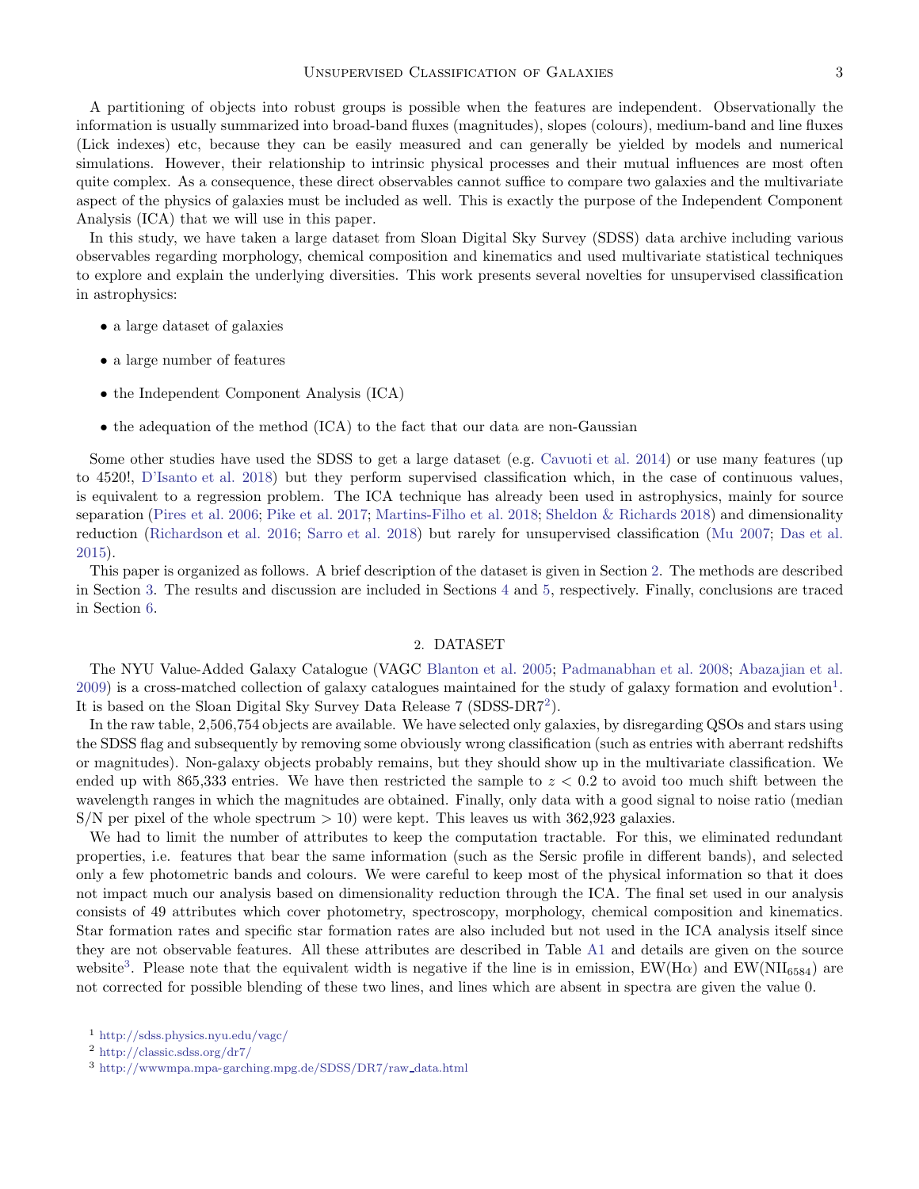A partitioning of objects into robust groups is possible when the features are independent. Observationally the information is usually summarized into broad-band fluxes (magnitudes), slopes (colours), medium-band and line fluxes (Lick indexes) etc, because they can be easily measured and can generally be yielded by models and numerical simulations. However, their relationship to intrinsic physical processes and their mutual influences are most often quite complex. As a consequence, these direct observables cannot suffice to compare two galaxies and the multivariate aspect of the physics of galaxies must be included as well. This is exactly the purpose of the Independent Component Analysis (ICA) that we will use in this paper.

In this study, we have taken a large dataset from Sloan Digital Sky Survey (SDSS) data archive including various observables regarding morphology, chemical composition and kinematics and used multivariate statistical techniques to explore and explain the underlying diversities. This work presents several novelties for unsupervised classification in astrophysics:

- a large dataset of galaxies
- a large number of features
- the Independent Component Analysis (ICA)
- the adequation of the method (ICA) to the fact that our data are non-Gaussian

Some other studies have used the SDSS to get a large dataset (e.g. Cavuoti et al. 2014) or use many features (up to 4520!, D'Isanto et al. 2018) but they perform supervised classification which, in the case of continuous values, is equivalent to a regression problem. The ICA technique has already been used in astrophysics, mainly for source separation (Pires et al. 2006; Pike et al. 2017; Martins-Filho et al. 2018; Sheldon & Richards 2018) and dimensionality reduction (Richardson et al. 2016; Sarro et al. 2018) but rarely for unsupervised classification (Mu 2007; Das et al. 2015).

This paper is organized as follows. A brief description of the dataset is given in Section 2. The methods are described in Section 3. The results and discussion are included in Sections 4 and 5, respectively. Finally, conclusions are traced in Section 6.

## 2. DATASET

The NYU Value-Added Galaxy Catalogue (VAGC Blanton et al. 2005; Padmanabhan et al. 2008; Abazajian et al. 2009) is a cross-matched collection of galaxy catalogues maintained for the study of galaxy formation and evolution[1]. It is based on the Sloan Digital Sky Survey Data Release 7 (SDSS-DR7[2]).

In the raw table, 2,506,754 objects are available. We have selected only galaxies, by disregarding QSOs and stars using the SDSS flag and subsequently by removing some obviously wrong classification (such as entries with aberrant redshifts or magnitudes). Non-galaxy objects probably remains, but they should show up in the multivariate classification. We ended up with 865,333 entries. We have then restricted the sample to $z < 0.2$ to avoid too much shift between the wavelength ranges in which the magnitudes are obtained. Finally, only data with a good signal to noise ratio (median S/N per pixel of the whole spectrum > 10) were kept. This leaves us with 362,923 galaxies.

We had to limit the number of attributes to keep the computation tractable. For this, we eliminated redundant properties, i.e. features that bear the same information (such as the Sersic profile in different bands), and selected only a few photometric bands and colours. We were careful to keep most of the physical information so that it does not impact much our analysis based on dimensionality reduction through the ICA. The final set used in our analysis consists of 49 attributes which cover photometry, spectroscopy, morphology, chemical composition and kinematics. Star formation rates and specific star formation rates are also included but not used in the ICA analysis itself since they are not observable features. All these attributes are described in Table A1 and details are given on the source website[3]. Please note that the equivalent width is negative if the line is in emission, EW(H$\alpha$) and EW(NII$_{6584}$) are not corrected for possible blending of these two lines, and lines which are absent in spectra are given the value 0.

[1] http://sdss.physics.nyu.edu/vagc/

[2] http://classic.sdss.org/dr7/

[3] http://wwwmpa.mpa-garching.mpg.de/SDSS/DR7/raw_data.html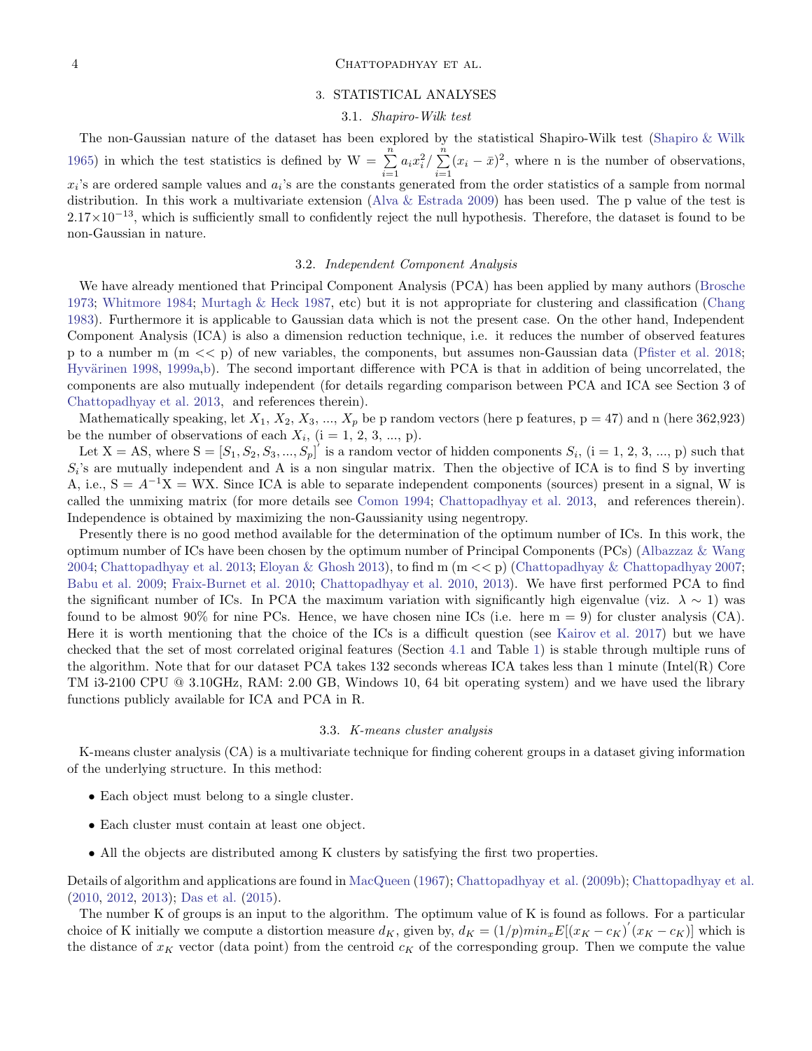## 3. STATISTICAL ANALYSES

### 3.1. *Shapiro-Wilk test*

The non-Gaussian nature of the dataset has been explored by the statistical Shapiro-Wilk test (Shapiro & Wilk 1965) in which the test statistics is defined by W = $\sum_{i=1}^{n} a_i x_i^2 / \sum_{i=1}^{n} (x_i - \bar{x})^2$, where n is the number of observations, $x_i$'s are ordered sample values and $a_i$'s are the constants generated from the order statistics of a sample from normal distribution. In this work a multivariate extension (Alva & Estrada 2009) has been used. The p value of the test is $2.17 \times 10^{-13}$, which is sufficiently small to confidently reject the null hypothesis. Therefore, the dataset is found to be non-Gaussian in nature.

### 3.2. *Independent Component Analysis*

We have already mentioned that Principal Component Analysis (PCA) has been applied by many authors (Brosche 1973; Whitmore 1984; Murtagh & Heck 1987, etc) but it is not appropriate for clustering and classification (Chang 1983). Furthermore it is applicable to Gaussian data which is not the present case. On the other hand, Independent Component Analysis (ICA) is also a dimension reduction technique, i.e. it reduces the number of observed features p to a number m (m << p) of new variables, the components, but assumes non-Gaussian data (Pfister et al. 2018; Hyvärinen 1998, 1999a,b). The second important difference with PCA is that in addition of being uncorrelated, the components are also mutually independent (for details regarding comparison between PCA and ICA see Section 3 of Chattopadhyay et al. 2013, and references therein).

Mathematically speaking, let $X_1$, $X_2$, $X_3$, ..., $X_p$ be p random vectors (here p features, p = 47) and n (here 362,923) be the number of observations of each $X_i$, (i = 1, 2, 3, ..., p).

Let X = AS, where S = $[S_1, S_2, S_3, ..., S_p]'$ is a random vector of hidden components $S_i$, (i = 1, 2, 3, ..., p) such that $S_i$'s are mutually independent and A is a non singular matrix. Then the objective of ICA is to find S by inverting A, i.e., S = $A^{-1}$X = WX. Since ICA is able to separate independent components (sources) present in a signal, W is called the unmixing matrix (for more details see Comon 1994; Chattopadhyay et al. 2013, and references therein). Independence is obtained by maximizing the non-Gaussianity using negentropy.

Presently there is no good method available for the determination of the optimum number of ICs. In this work, the optimum number of ICs have been chosen by the optimum number of Principal Components (PCs) (Albazzaz & Wang 2004; Chattopadhyay et al. 2013; Eloyan & Ghosh 2013), to find m (m << p) (Chattopadhyay & Chattopadhyay 2007; Babu et al. 2009; Fraix-Burnet et al. 2010; Chattopadhyay et al. 2010, 2013). We have first performed PCA to find the significant number of ICs. In PCA the maximum variation with significantly high eigenvalue (viz. $\lambda \sim 1$) was found to be almost 90% for nine PCs. Hence, we have chosen nine ICs (i.e. here m = 9) for cluster analysis (CA). Here it is worth mentioning that the choice of the ICs is a difficult question (see Kairov et al. 2017) but we have checked that the set of most correlated original features (Section 4.1 and Table 1) is stable through multiple runs of the algorithm. Note that for our dataset PCA takes 132 seconds whereas ICA takes less than 1 minute (Intel(R) Core TM i3-2100 CPU @ 3.10GHz, RAM: 2.00 GB, Windows 10, 64 bit operating system) and we have used the library functions publicly available for ICA and PCA in R.

### 3.3. *K-means cluster analysis*

K-means cluster analysis (CA) is a multivariate technique for finding coherent groups in a dataset giving information of the underlying structure. In this method:

- Each object must belong to a single cluster.
- Each cluster must contain at least one object.
- All the objects are distributed among K clusters by satisfying the first two properties.

Details of algorithm and applications are found in MacQueen (1967); Chattopadhyay et al. (2009b); Chattopadhyay et al. (2010, 2012, 2013); Das et al. (2015).

The number K of groups is an input to the algorithm. The optimum value of K is found as follows. For a particular choice of K initially we compute a distortion measure $d_K$, given by, $d_K = (1/p) min_x E[(x_K - c_K)'(x_K - c_K)]$ which is the distance of $x_K$ vector (data point) from the centroid $c_K$ of the corresponding group. Then we compute the value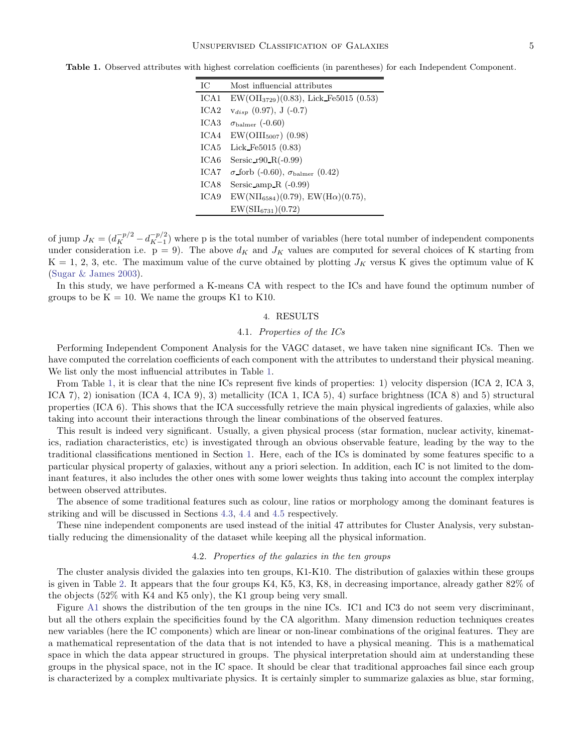**Table 1.** Observed attributes with highest correlation coefficients (in parentheses) for each Independent Component.

| IC | Most influencial attributes |
|---|---|
| ICA1 | EW($OII_{3729}$)(0.83), Lick_Fe5015 (0.53) |
| ICA2 | $v_{disp}$ (0.97), J (-0.7) |
| ICA3 | $\sigma_{\rm balmer}$ (-0.60) |
| ICA4 | EW($OIII_{5007}$) (0.98) |
| ICA5 | Lick_Fe5015 (0.83) |
| ICA6 | Sersic_r90_R(-0.99) |
| ICA7 | $\sigma$_forb (-0.60), $\sigma_{\rm balmer}$ (0.42) |
| ICA8 | Sersic_amp_R (-0.99) |
| ICA9 | EW($NII_{6584}$)(0.79), EW(H$\alpha$)(0.75), EW($SII_{6731}$)(0.72) |

of jump $J_K = (d_K^{-p/2} - d_{K-1}^{-p/2})$ where p is the total number of variables (here total number of independent components under consideration i.e. p = 9). The above $d_K$ and $J_K$ values are computed for several choices of K starting from K = 1, 2, 3, etc. The maximum value of the curve obtained by plotting $J_K$ versus K gives the optimum value of K (Sugar & James 2003).

In this study, we have performed a K-means CA with respect to the ICs and have found the optimum number of groups to be K = 10. We name the groups K1 to K10.

## 4. RESULTS

### 4.1. *Properties of the ICs*

Performing Independent Component Analysis for the VAGC dataset, we have taken nine significant ICs. Then we have computed the correlation coefficients of each component with the attributes to understand their physical meaning. We list only the most influencial attributes in Table 1.

From Table 1, it is clear that the nine ICs represent five kinds of properties: 1) velocity dispersion (ICA 2, ICA 3, ICA 7), 2) ionisation (ICA 4, ICA 9), 3) metallicity (ICA 1, ICA 5), 4) surface brightness (ICA 8) and 5) structural properties (ICA 6). This shows that the ICA successfully retrieve the main physical ingredients of galaxies, while also taking into account their interactions through the linear combinations of the observed features.

This result is indeed very significant. Usually, a given physical process (star formation, nuclear activity, kinematics, radiation characteristics, etc) is investigated through an obvious observable feature, leading by the way to the traditional classifications mentioned in Section 1. Here, each of the ICs is dominated by some features specific to a particular physical property of galaxies, without any a priori selection. In addition, each IC is not limited to the dominant features, it also includes the other ones with some lower weights thus taking into account the complex interplay between observed attributes.

The absence of some traditional features such as colour, line ratios or morphology among the dominant features is striking and will be discussed in Sections 4.3, 4.4 and 4.5 respectively.

These nine independent components are used instead of the initial 47 attributes for Cluster Analysis, very substantially reducing the dimensionality of the dataset while keeping all the physical information.

### 4.2. *Properties of the galaxies in the ten groups*

The cluster analysis divided the galaxies into ten groups, K1-K10. The distribution of galaxies within these groups is given in Table 2. It appears that the four groups K4, K5, K3, K8, in decreasing importance, already gather 82% of the objects (52% with K4 and K5 only), the K1 group being very small.

Figure A1 shows the distribution of the ten groups in the nine ICs. IC1 and IC3 do not seem very discriminant, but all the others explain the specificities found by the CA algorithm. Many dimension reduction techniques creates new variables (here the IC components) which are linear or non-linear combinations of the original features. They are a mathematical representation of the data that is not intended to have a physical meaning. This is a mathematical space in which the data appear structured in groups. The physical interpretation should aim at understanding these groups in the physical space, not in the IC space. It should be clear that traditional approaches fail since each group is characterized by a complex multivariate physics. It is certainly simpler to summarize galaxies as blue, star forming,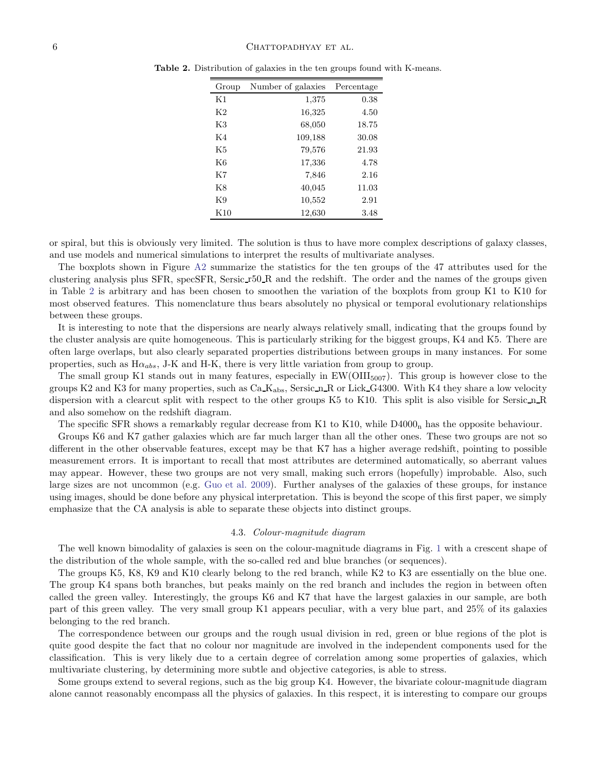**Table 2.** Distribution of galaxies in the ten groups found with K-means.

| Group | Number of galaxies | Percentage |
|---|---|---|
| K1 | 1,375 | 0.38 |
| K2 | 16,325 | 4.50 |
| K3 | 68,050 | 18.75 |
| K4 | 109,188 | 30.08 |
| K5 | 79,576 | 21.93 |
| K6 | 17,336 | 4.78 |
| K7 | 7,846 | 2.16 |
| K8 | 40,045 | 11.03 |
| K9 | 10,552 | 2.91 |
| K10 | 12,630 | 3.48 |

or spiral, but this is obviously very limited. The solution is thus to have more complex descriptions of galaxy classes, and use models and numerical simulations to interpret the results of multivariate analyses.

The boxplots shown in Figure A2 summarize the statistics for the ten groups of the 47 attributes used for the clustering analysis plus SFR, specSFR, Sersic_r50_R and the redshift. The order and the names of the groups given in Table 2 is arbitrary and has been chosen to smoothen the variation of the boxplots from group K1 to K10 for most observed features. This nomenclature thus bears absolutely no physical or temporal evolutionary relationships between these groups.

It is interesting to note that the dispersions are nearly always relatively small, indicating that the groups found by the cluster analysis are quite homogeneous. This is particularly striking for the biggest groups, K4 and K5. There are often large overlaps, but also clearly separated properties distributions between groups in many instances. For some properties, such as $H\alpha_{abs}$, J-K and H-K, there is very little variation from group to group.

The small group K1 stands out in many features, especially in EW($OIII_{5007}$). This group is however close to the groups K2 and K3 for many properties, such as $Ca\_K_{abs}$, Sersic_n_R or Lick_G4300. With K4 they share a low velocity dispersion with a clearcut split with respect to the other groups K5 to K10. This split is also visible for Sersic_n_R and also somehow on the redshift diagram.

The specific SFR shows a remarkably regular decrease from K1 to K10, while $D4000_n$ has the opposite behaviour.

Groups K6 and K7 gather galaxies which are far much larger than all the other ones. These two groups are not so different in the other observable features, except may be that K7 has a higher average redshift, pointing to possible measurement errors. It is important to recall that most attributes are determined automatically, so aberrant values may appear. However, these two groups are not very small, making such errors (hopefully) improbable. Also, such large sizes are not uncommon (e.g. Guo et al. 2009). Further analyses of the galaxies of these groups, for instance using images, should be done before any physical interpretation. This is beyond the scope of this first paper, we simply emphasize that the CA analysis is able to separate these objects into distinct groups.

### 4.3. *Colour-magnitude diagram*

The well known bimodality of galaxies is seen on the colour-magnitude diagrams in Fig. 1 with a crescent shape of the distribution of the whole sample, with the so-called red and blue branches (or sequences).

The groups K5, K8, K9 and K10 clearly belong to the red branch, while K2 to K3 are essentially on the blue one. The group K4 spans both branches, but peaks mainly on the red branch and includes the region in between often called the green valley. Interestingly, the groups K6 and K7 that have the largest galaxies in our sample, are both part of this green valley. The very small group K1 appears peculiar, with a very blue part, and 25% of its galaxies belonging to the red branch.

The correspondence between our groups and the rough usual division in red, green or blue regions of the plot is quite good despite the fact that no colour nor magnitude are involved in the independent components used for the classification. This is very likely due to a certain degree of correlation among some properties of galaxies, which multivariate clustering, by determining more subtle and objective categories, is able to stress.

Some groups extend to several regions, such as the big group K4. However, the bivariate colour-magnitude diagram alone cannot reasonably encompass all the physics of galaxies. In this respect, it is interesting to compare our groups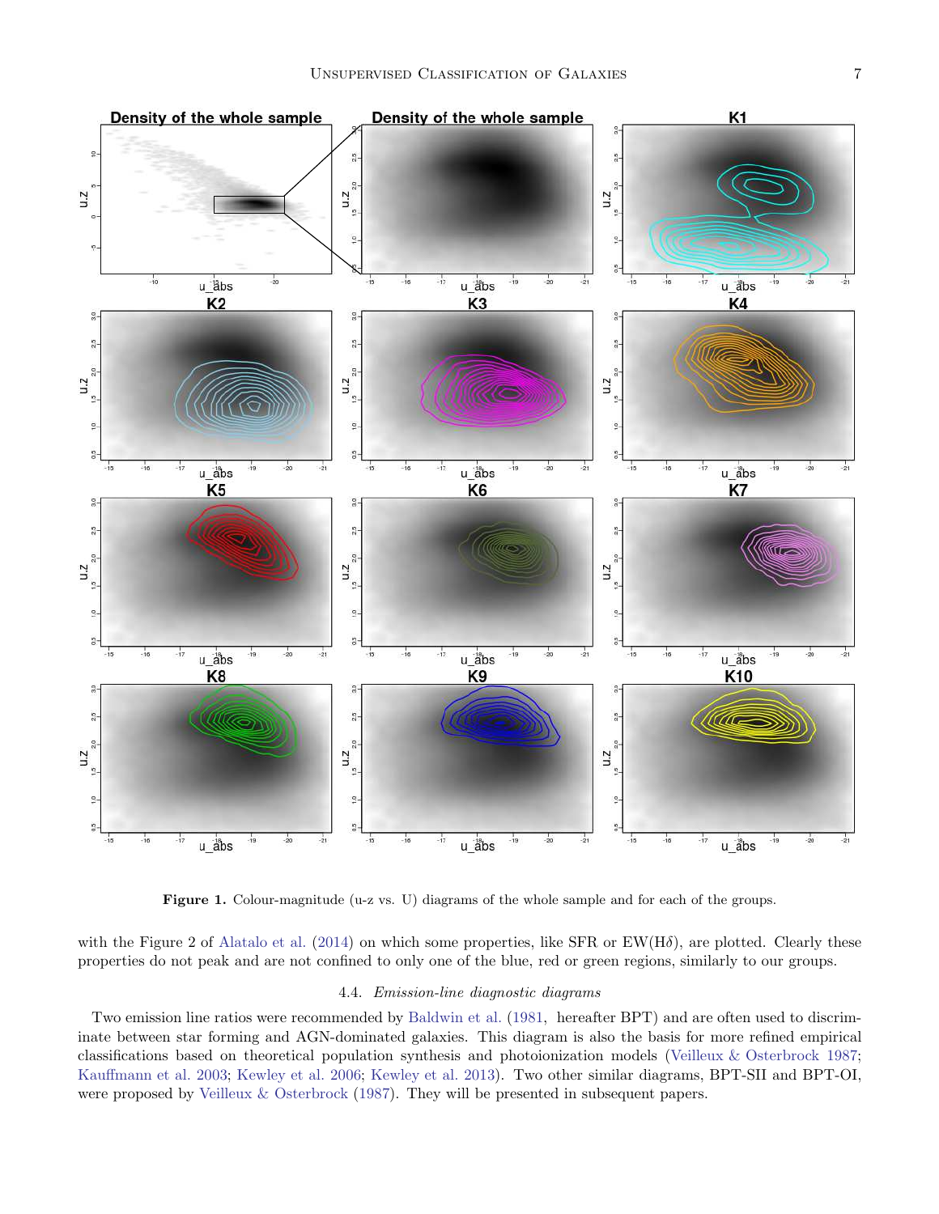**Figure 1.** Colour-magnitude (u-z vs. U) diagrams of the whole sample and for each of the groups.

with the Figure 2 of Alatalo et al. (2014) on which some properties, like SFR or EW(H$\delta$), are plotted. Clearly these properties do not peak and are not confined to only one of the blue, red or green regions, similarly to our groups.

### 4.4. *Emission-line diagnostic diagrams*

Two emission line ratios were recommended by Baldwin et al. (1981, hereafter BPT) and are often used to discriminate between star forming and AGN-dominated galaxies. This diagram is also the basis for more refined empirical classifications based on theoretical population synthesis and photoionization models (Veilleux & Osterbrock 1987; Kauffmann et al. 2003; Kewley et al. 2006; Kewley et al. 2013). Two other similar diagrams, BPT-SII and BPT-OI, were proposed by Veilleux & Osterbrock (1987). They will be presented in subsequent papers.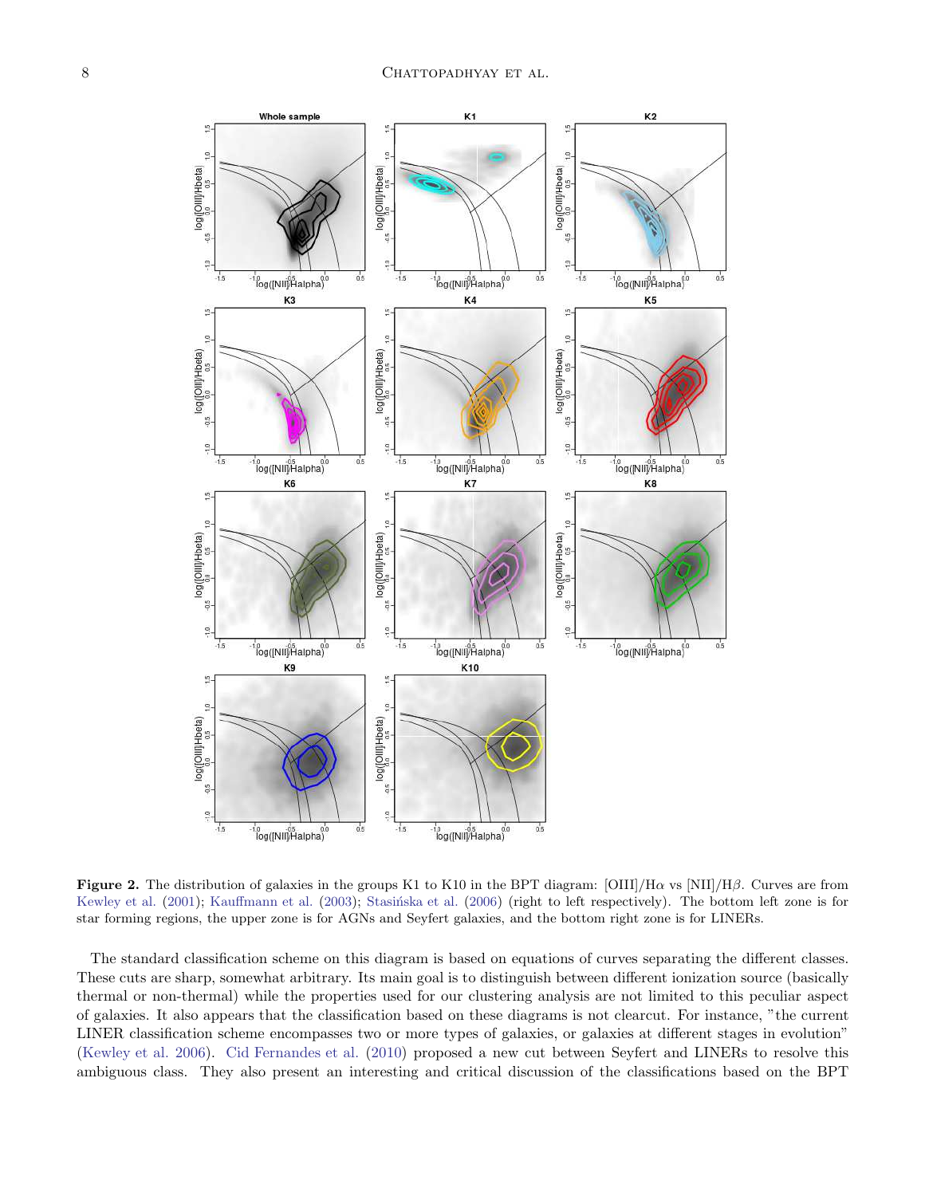**Figure 2.** The distribution of galaxies in the groups K1 to K10 in the BPT diagram: [OIII]/H$\alpha$ vs [NII]/H$\beta$. Curves are from Kewley et al. (2001); Kauffmann et al. (2003); Stasińska et al. (2006) (right to left respectively). The bottom left zone is for star forming regions, the upper zone is for AGNs and Seyfert galaxies, and the bottom right zone is for LINERs.

The standard classification scheme on this diagram is based on equations of curves separating the different classes. These cuts are sharp, somewhat arbitrary. Its main goal is to distinguish between different ionization source (basically thermal or non-thermal) while the properties used for our clustering analysis are not limited to this peculiar aspect of galaxies. It also appears that the classification based on these diagrams is not clearcut. For instance, "the current LINER classification scheme encompasses two or more types of galaxies, or galaxies at different stages in evolution" (Kewley et al. 2006). Cid Fernandes et al. (2010) proposed a new cut between Seyfert and LINERs to resolve this ambiguous class. They also present an interesting and critical discussion of the classifications based on the BPT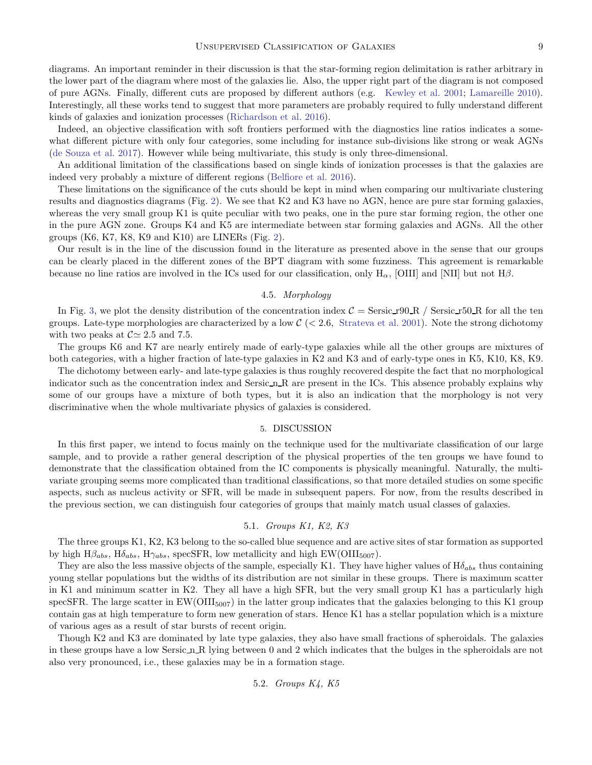diagrams. An important reminder in their discussion is that the star-forming region delimitation is rather arbitrary in the lower part of the diagram where most of the galaxies lie. Also, the upper right part of the diagram is not composed of pure AGNs. Finally, different cuts are proposed by different authors (e.g. Kewley et al. 2001; Lamareille 2010). Interestingly, all these works tend to suggest that more parameters are probably required to fully understand different kinds of galaxies and ionization processes (Richardson et al. 2016).

Indeed, an objective classification with soft frontiers performed with the diagnostics line ratios indicates a somewhat different picture with only four categories, some including for instance sub-divisions like strong or weak AGNs (de Souza et al. 2017). However while being multivariate, this study is only three-dimensional.

An additional limitation of the classifications based on single kinds of ionization processes is that the galaxies are indeed very probably a mixture of different regions (Belfiore et al. 2016).

These limitations on the significance of the cuts should be kept in mind when comparing our multivariate clustering results and diagnostics diagrams (Fig. 2). We see that K2 and K3 have no AGN, hence are pure star forming galaxies, whereas the very small group K1 is quite peculiar with two peaks, one in the pure star forming region, the other one in the pure AGN zone. Groups K4 and K5 are intermediate between star forming galaxies and AGNs. All the other groups (K6, K7, K8, K9 and K10) are LINERs (Fig. 2).

Our result is in the line of the discussion found in the literature as presented above in the sense that our groups can be clearly placed in the different zones of the BPT diagram with some fuzziness. This agreement is remarkable because no line ratios are involved in the ICs used for our classification, only $H_{\alpha}$, [OIII] and [NII] but not $H\beta$.

### 4.5. *Morphology*

In Fig. 3, we plot the density distribution of the concentration index $\mathcal{C}$ = Sersic_r90_R / Sersic_r50_R for all the ten groups. Late-type morphologies are characterized by a low $\mathcal{C}$ ($< 2.6$, Strateva et al. 2001). Note the strong dichotomy with two peaks at $\mathcal{C} \simeq 2.5$ and 7.5.

The groups K6 and K7 are nearly entirely made of early-type galaxies while all the other groups are mixtures of both categories, with a higher fraction of late-type galaxies in K2 and K3 and of early-type ones in K5, K10, K8, K9.

The dichotomy between early- and late-type galaxies is thus roughly recovered despite the fact that no morphological indicator such as the concentration index and Sersic_n_R are present in the ICs. This absence probably explains why some of our groups have a mixture of both types, but it is also an indication that the morphology is not very discriminative when the whole multivariate physics of galaxies is considered.

## 5. DISCUSSION

In this first paper, we intend to focus mainly on the technique used for the multivariate classification of our large sample, and to provide a rather general description of the physical properties of the ten groups we have found to demonstrate that the classification obtained from the IC components is physically meaningful. Naturally, the multivariate grouping seems more complicated than traditional classifications, so that more detailed studies on some specific aspects, such as nucleus activity or SFR, will be made in subsequent papers. For now, from the results described in the previous section, we can distinguish four categories of groups that mainly match usual classes of galaxies.

### 5.1. *Groups K1, K2, K3*

The three groups K1, K2, K3 belong to the so-called blue sequence and are active sites of star formation as supported by high $H\beta_{abs}$, $H\delta_{abs}$, $H\gamma_{abs}$, specSFR, low metallicity and high EW($OIII_{5007}$).

They are also the less massive objects of the sample, especially K1. They have higher values of $H\delta_{abs}$ thus containing young stellar populations but the widths of its distribution are not similar in these groups. There is maximum scatter in K1 and minimum scatter in K2. They all have a high SFR, but the very small group K1 has a particularly high specSFR. The large scatter in EW($OIII_{5007}$) in the latter group indicates that the galaxies belonging to this K1 group contain gas at high temperature to form new generation of stars. Hence K1 has a stellar population which is a mixture of various ages as a result of star bursts of recent origin.

Though K2 and K3 are dominated by late type galaxies, they also have small fractions of spheroidals. The galaxies in these groups have a low Sersic_n_R lying between 0 and 2 which indicates that the bulges in the spheroidals are not also very pronounced, i.e., these galaxies may be in a formation stage.

### 5.2. *Groups K4, K5*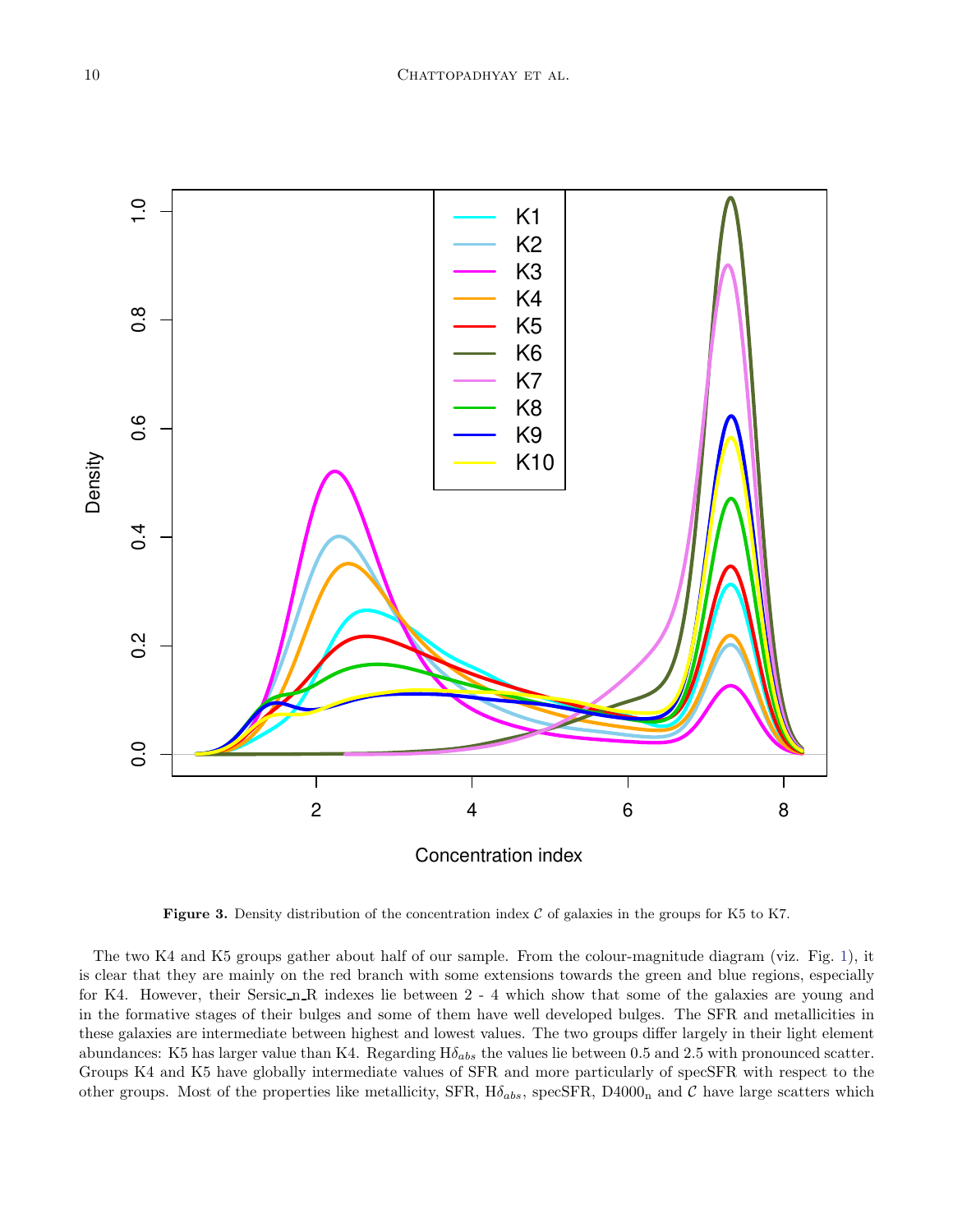**Figure 3.** Density distribution of the concentration index $\mathcal{C}$ of galaxies in the groups for K5 to K7.

The two K4 and K5 groups gather about half of our sample. From the colour-magnitude diagram (viz. Fig. 1), it is clear that they are mainly on the red branch with some extensions towards the green and blue regions, especially for K4. However, their Sersic_n_R indexes lie between 2 - 4 which show that some of the galaxies are young and in the formative stages of their bulges and some of them have well developed bulges. The SFR and metallicities in these galaxies are intermediate between highest and lowest values. The two groups differ largely in their light element abundances: K5 has larger value than K4. Regarding H$\delta_{abs}$ the values lie between 0.5 and 2.5 with pronounced scatter. Groups K4 and K5 have globally intermediate values of SFR and more particularly of specSFR with respect to the other groups. Most of the properties like metallicity, SFR, H$\delta_{abs}$, specSFR, D4000$_{\rm n}$ and $\mathcal{C}$ have large scatters which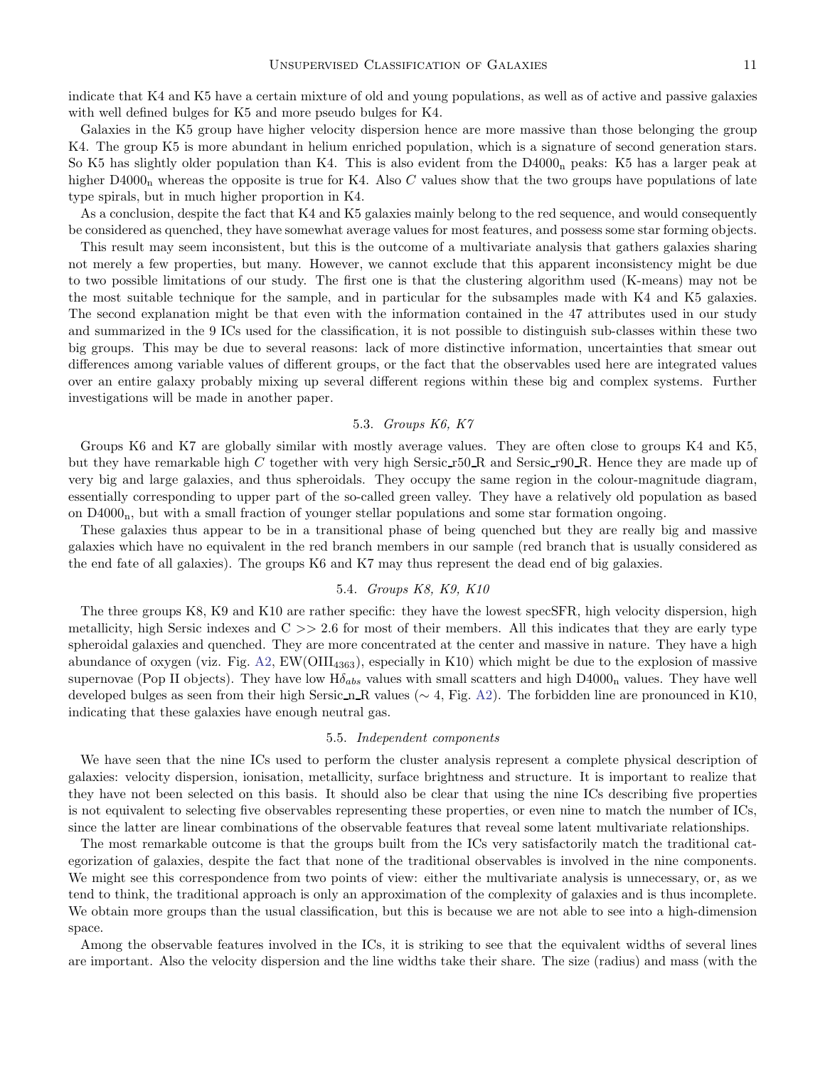indicate that K4 and K5 have a certain mixture of old and young populations, as well as of active and passive galaxies with well defined bulges for K5 and more pseudo bulges for K4.

Galaxies in the K5 group have higher velocity dispersion hence are more massive than those belonging the group K4. The group K5 is more abundant in helium enriched population, which is a signature of second generation stars. So K5 has slightly older population than K4. This is also evident from the $D4000_n$ peaks: K5 has a larger peak at higher $D4000_n$ whereas the opposite is true for K4. Also $C$ values show that the two groups have populations of late type spirals, but in much higher proportion in K4.

As a conclusion, despite the fact that K4 and K5 galaxies mainly belong to the red sequence, and would consequently be considered as quenched, they have somewhat average values for most features, and possess some star forming objects.

This result may seem inconsistent, but this is the outcome of a multivariate analysis that gathers galaxies sharing not merely a few properties, but many. However, we cannot exclude that this apparent inconsistency might be due to two possible limitations of our study. The first one is that the clustering algorithm used (K-means) may not be the most suitable technique for the sample, and in particular for the subsamples made with K4 and K5 galaxies. The second explanation might be that even with the information contained in the 47 attributes used in our study and summarized in the 9 ICs used for the classification, it is not possible to distinguish sub-classes within these two big groups. This may be due to several reasons: lack of more distinctive information, uncertainties that smear out differences among variable values of different groups, or the fact that the observables used here are integrated values over an entire galaxy probably mixing up several different regions within these big and complex systems. Further investigations will be made in another paper.

### 5.3. *Groups K6, K7*

Groups K6 and K7 are globally similar with mostly average values. They are often close to groups K4 and K5, but they have remarkable high $C$ together with very high Sersic_r50_R and Sersic_r90_R. Hence they are made up of very big and large galaxies, and thus spheroidals. They occupy the same region in the colour-magnitude diagram, essentially corresponding to upper part of the so-called green valley. They have a relatively old population as based on $D4000_n$, but with a small fraction of younger stellar populations and some star formation ongoing.

These galaxies thus appear to be in a transitional phase of being quenched but they are really big and massive galaxies which have no equivalent in the red branch members in our sample (red branch that is usually considered as the end fate of all galaxies). The groups K6 and K7 may thus represent the dead end of big galaxies.

### 5.4. *Groups K8, K9, K10*

The three groups K8, K9 and K10 are rather specific: they have the lowest specSFR, high velocity dispersion, high metallicity, high Sersic indexes and C >> 2.6 for most of their members. All this indicates that they are early type spheroidal galaxies and quenched. They are more concentrated at the center and massive in nature. They have a high abundance of oxygen (viz. Fig. A2, EW($OIII_{4363}$), especially in K10) which might be due to the explosion of massive supernovae (Pop II objects). They have low $H\delta_{abs}$ values with small scatters and high $D4000_n$ values. They have well developed bulges as seen from their high Sersic_n_R values ($\sim 4$, Fig. A2). The forbidden line are pronounced in K10, indicating that these galaxies have enough neutral gas.

### 5.5. *Independent components*

We have seen that the nine ICs used to perform the cluster analysis represent a complete physical description of galaxies: velocity dispersion, ionisation, metallicity, surface brightness and structure. It is important to realize that they have not been selected on this basis. It should also be clear that using the nine ICs describing five properties is not equivalent to selecting five observables representing these properties, or even nine to match the number of ICs, since the latter are linear combinations of the observable features that reveal some latent multivariate relationships.

The most remarkable outcome is that the groups built from the ICs very satisfactorily match the traditional categorization of galaxies, despite the fact that none of the traditional observables is involved in the nine components. We might see this correspondence from two points of view: either the multivariate analysis is unnecessary, or, as we tend to think, the traditional approach is only an approximation of the complexity of galaxies and is thus incomplete. We obtain more groups than the usual classification, but this is because we are not able to see into a high-dimension space.

Among the observable features involved in the ICs, it is striking to see that the equivalent widths of several lines are important. Also the velocity dispersion and the line widths take their share. The size (radius) and mass (with the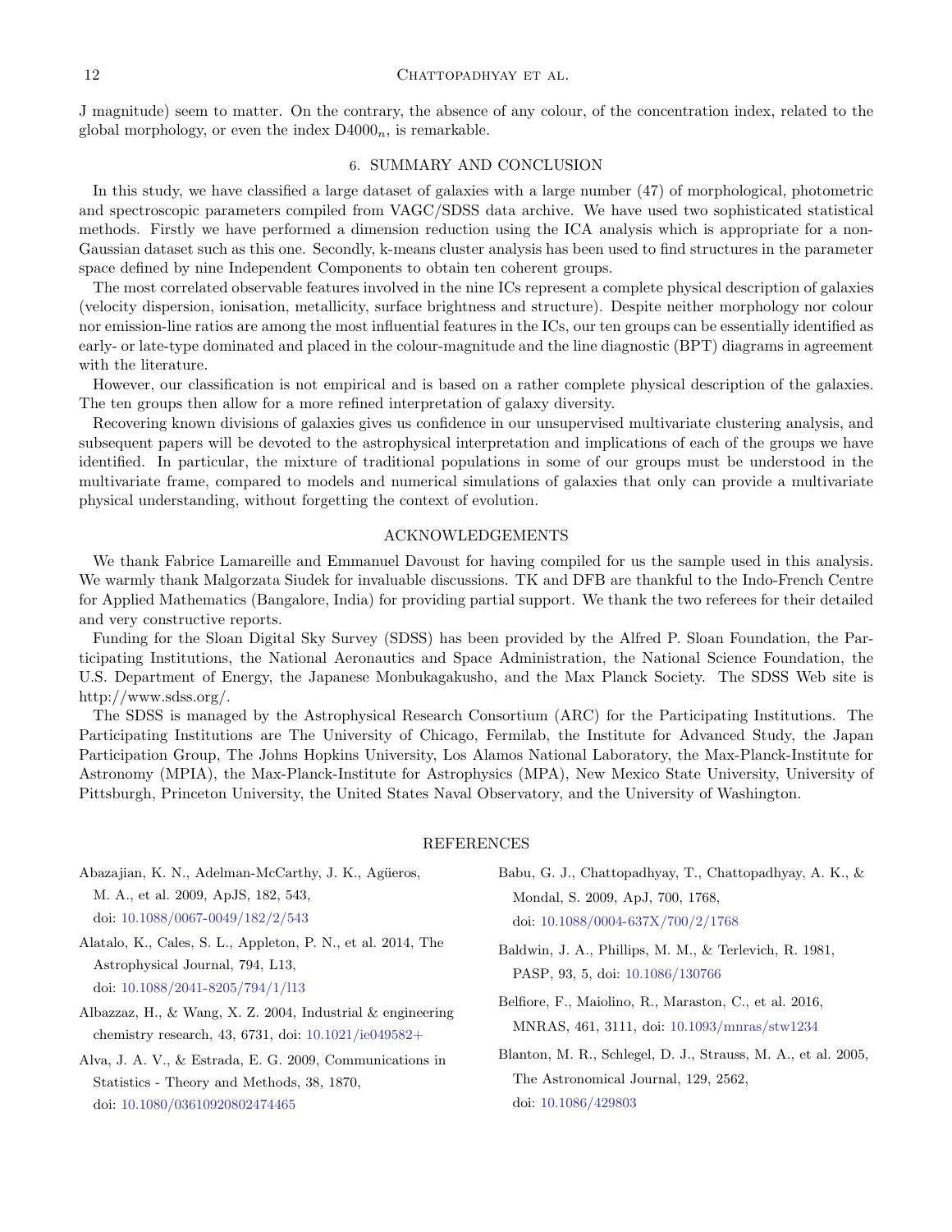J magnitude) seem to matter. On the contrary, the absence of any colour, of the concentration index, related to the global morphology, or even the index D4000$_n$, is remarkable.

## 6. SUMMARY AND CONCLUSION

In this study, we have classified a large dataset of galaxies with a large number (47) of morphological, photometric and spectroscopic parameters compiled from VAGC/SDSS data archive. We have used two sophisticated statistical methods. Firstly we have performed a dimension reduction using the ICA analysis which is appropriate for a non-Gaussian dataset such as this one. Secondly, k-means cluster analysis has been used to find structures in the parameter space defined by nine Independent Components to obtain ten coherent groups.

The most correlated observable features involved in the nine ICs represent a complete physical description of galaxies (velocity dispersion, ionisation, metallicity, surface brightness and structure). Despite neither morphology nor colour nor emission-line ratios are among the most influential features in the ICs, our ten groups can be essentially identified as early- or late-type dominated and placed in the colour-magnitude and the line diagnostic (BPT) diagrams in agreement with the literature.

However, our classification is not empirical and is based on a rather complete physical description of the galaxies. The ten groups then allow for a more refined interpretation of galaxy diversity.

Recovering known divisions of galaxies gives us confidence in our unsupervised multivariate clustering analysis, and subsequent papers will be devoted to the astrophysical interpretation and implications of each of the groups we have identified. In particular, the mixture of traditional populations in some of our groups must be understood in the multivariate frame, compared to models and numerical simulations of galaxies that only can provide a multivariate physical understanding, without forgetting the context of evolution.

## ACKNOWLEDGEMENTS

We thank Fabrice Lamareille and Emmanuel Davoust for having compiled for us the sample used in this analysis. We warmly thank Malgorzata Siudek for invaluable discussions. TK and DFB are thankful to the Indo-French Centre for Applied Mathematics (Bangalore, India) for providing partial support. We thank the two referees for their detailed and very constructive reports.

Funding for the Sloan Digital Sky Survey (SDSS) has been provided by the Alfred P. Sloan Foundation, the Participating Institutions, the National Aeronautics and Space Administration, the National Science Foundation, the U.S. Department of Energy, the Japanese Monbukagakusho, and the Max Planck Society. The SDSS Web site is http://www.sdss.org/.

The SDSS is managed by the Astrophysical Research Consortium (ARC) for the Participating Institutions. The Participating Institutions are The University of Chicago, Fermilab, the Institute for Advanced Study, the Japan Participation Group, The Johns Hopkins University, Los Alamos National Laboratory, the Max-Planck-Institute for Astronomy (MPIA), the Max-Planck-Institute for Astrophysics (MPA), New Mexico State University, University of Pittsburgh, Princeton University, the United States Naval Observatory, and the University of Washington.

## REFERENCES

Abazajian, K. N., Adelman-McCarthy, J. K., Agüeros, M. A., et al. 2009, ApJS, 182, 543, doi: 10.1088/0067-0049/182/2/543

Alatalo, K., Cales, S. L., Appleton, P. N., et al. 2014, The Astrophysical Journal, 794, L13, doi: 10.1088/2041-8205/794/1/l13

Albazzaz, H., & Wang, X. Z. 2004, Industrial & engineering chemistry research, 43, 6731, doi: 10.1021/ie049582+

Alva, J. A. V., & Estrada, E. G. 2009, Communications in Statistics - Theory and Methods, 38, 1870, doi: 10.1080/03610920802474465

Babu, G. J., Chattopadhyay, T., Chattopadhyay, A. K., & Mondal, S. 2009, ApJ, 700, 1768, doi: 10.1088/0004-637X/700/2/1768

Baldwin, J. A., Phillips, M. M., & Terlevich, R. 1981, PASP, 93, 5, doi: 10.1086/130766

Belfiore, F., Maiolino, R., Maraston, C., et al. 2016, MNRAS, 461, 3111, doi: 10.1093/mnras/stw1234

Blanton, M. R., Schlegel, D. J., Strauss, M. A., et al. 2005, The Astronomical Journal, 129, 2562, doi: 10.1086/429803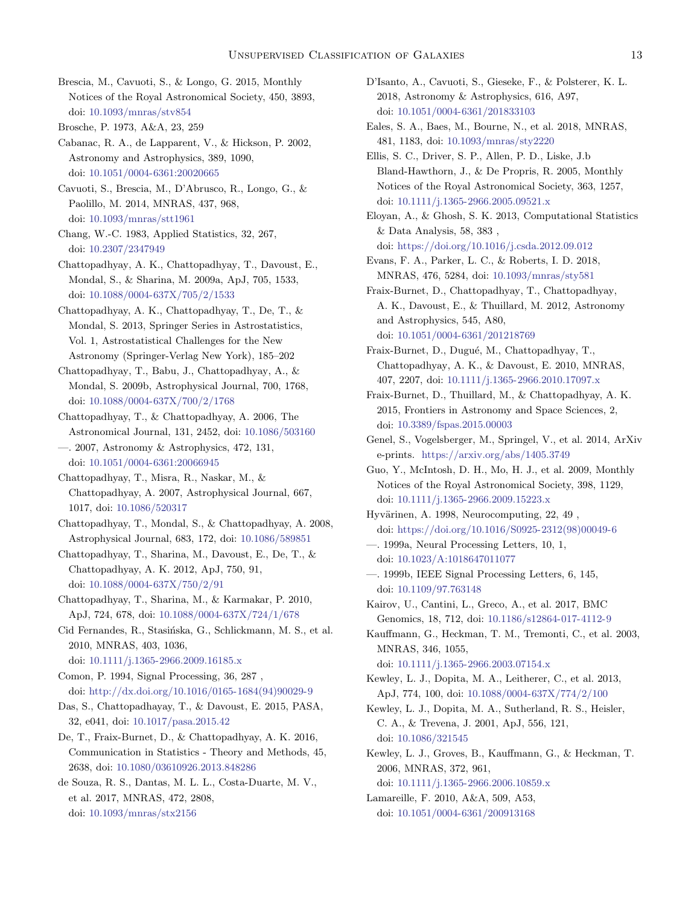Brescia, M., Cavuoti, S., & Longo, G. 2015, Monthly Notices of the Royal Astronomical Society, 450, 3893, doi: 10.1093/mnras/stv854

Brosche, P. 1973, A&A, 23, 259

Cabanac, R. A., de Lapparent, V., & Hickson, P. 2002, Astronomy and Astrophysics, 389, 1090, doi: 10.1051/0004-6361:20020665

Cavuoti, S., Brescia, M., D'Abrusco, R., Longo, G., & Paolillo, M. 2014, MNRAS, 437, 968, doi: 10.1093/mnras/stt1961

Chang, W.-C. 1983, Applied Statistics, 32, 267, doi: 10.2307/2347949

Chattopadhyay, A. K., Chattopadhyay, T., Davoust, E., Mondal, S., & Sharina, M. 2009a, ApJ, 705, 1533, doi: 10.1088/0004-637X/705/2/1533

Chattopadhyay, A. K., Chattopadhyay, T., De, T., & Mondal, S. 2013, Springer Series in Astrostatistics, Vol. 1, Astrostatistical Challenges for the New Astronomy (Springer-Verlag New York), 185–202

Chattopadhyay, T., Babu, J., Chattopadhyay, A., & Mondal, S. 2009b, Astrophysical Journal, 700, 1768, doi: 10.1088/0004-637X/700/2/1768

Chattopadhyay, T., & Chattopadhyay, A. 2006, The Astronomical Journal, 131, 2452, doi: 10.1086/503160

—. 2007, Astronomy & Astrophysics, 472, 131, doi: 10.1051/0004-6361:20066945

Chattopadhyay, T., Misra, R., Naskar, M., & Chattopadhyay, A. 2007, Astrophysical Journal, 667, 1017, doi: 10.1086/520317

Chattopadhyay, T., Mondal, S., & Chattopadhyay, A. 2008, Astrophysical Journal, 683, 172, doi: 10.1086/589851

Chattopadhyay, T., Sharina, M., Davoust, E., De, T., & Chattopadhyay, A. K. 2012, ApJ, 750, 91, doi: 10.1088/0004-637X/750/2/91

Chattopadhyay, T., Sharina, M., & Karmakar, P. 2010, ApJ, 724, 678, doi: 10.1088/0004-637X/724/1/678

Cid Fernandes, R., Stasińska, G., Schlickmann, M. S., et al. 2010, MNRAS, 403, 1036, doi: 10.1111/j.1365-2966.2009.16185.x

Comon, P. 1994, Signal Processing, 36, 287 , doi: http://dx.doi.org/10.1016/0165-1684(94)90029-9

Das, S., Chattopadhayay, T., & Davoust, E. 2015, PASA, 32, e041, doi: 10.1017/pasa.2015.42

De, T., Fraix-Burnet, D., & Chattopadhyay, A. K. 2016, Communication in Statistics - Theory and Methods, 45, 2638, doi: 10.1080/03610926.2013.848286

de Souza, R. S., Dantas, M. L. L., Costa-Duarte, M. V., et al. 2017, MNRAS, 472, 2808, doi: 10.1093/mnras/stx2156

D'Isanto, A., Cavuoti, S., Gieseke, F., & Polsterer, K. L. 2018, Astronomy & Astrophysics, 616, A97, doi: 10.1051/0004-6361/201833103

Eales, S. A., Baes, M., Bourne, N., et al. 2018, MNRAS, 481, 1183, doi: 10.1093/mnras/sty2220

Ellis, S. C., Driver, S. P., Allen, P. D., Liske, J.b Bland-Hawthorn, J., & De Propris, R. 2005, Monthly Notices of the Royal Astronomical Society, 363, 1257, doi: 10.1111/j.1365-2966.2005.09521.x

Eloyan, A., & Ghosh, S. K. 2013, Computational Statistics & Data Analysis, 58, 383 , doi: https://doi.org/10.1016/j.csda.2012.09.012

Evans, F. A., Parker, L. C., & Roberts, I. D. 2018, MNRAS, 476, 5284, doi: 10.1093/mnras/sty581

Fraix-Burnet, D., Chattopadhyay, T., Chattopadhyay, A. K., Davoust, E., & Thuillard, M. 2012, Astronomy and Astrophysics, 545, A80, doi: 10.1051/0004-6361/201218769

Fraix-Burnet, D., Dugué, M., Chattopadhyay, T., Chattopadhyay, A. K., & Davoust, E. 2010, MNRAS, 407, 2207, doi: 10.1111/j.1365-2966.2010.17097.x

Fraix-Burnet, D., Thuillard, M., & Chattopadhyay, A. K. 2015, Frontiers in Astronomy and Space Sciences, 2, doi: 10.3389/fspas.2015.00003

Genel, S., Vogelsberger, M., Springel, V., et al. 2014, ArXiv e-prints. https://arxiv.org/abs/1405.3749

Guo, Y., McIntosh, D. H., Mo, H. J., et al. 2009, Monthly Notices of the Royal Astronomical Society, 398, 1129, doi: 10.1111/j.1365-2966.2009.15223.x

Hyvärinen, A. 1998, Neurocomputing, 22, 49 , doi: https://doi.org/10.1016/S0925-2312(98)00049-6

—. 1999a, Neural Processing Letters, 10, 1, doi: 10.1023/A:1018647011077

—. 1999b, IEEE Signal Processing Letters, 6, 145, doi: 10.1109/97.763148

Kairov, U., Cantini, L., Greco, A., et al. 2017, BMC Genomics, 18, 712, doi: 10.1186/s12864-017-4112-9

Kauffmann, G., Heckman, T. M., Tremonti, C., et al. 2003, MNRAS, 346, 1055, doi: 10.1111/j.1365-2966.2003.07154.x

Kewley, L. J., Dopita, M. A., Leitherer, C., et al. 2013, ApJ, 774, 100, doi: 10.1088/0004-637X/774/2/100

Kewley, L. J., Dopita, M. A., Sutherland, R. S., Heisler, C. A., & Trevena, J. 2001, ApJ, 556, 121, doi: 10.1086/321545

Kewley, L. J., Groves, B., Kauffmann, G., & Heckman, T. 2006, MNRAS, 372, 961, doi: 10.1111/j.1365-2966.2006.10859.x

Lamareille, F. 2010, A&A, 509, A53, doi: 10.1051/0004-6361/200913168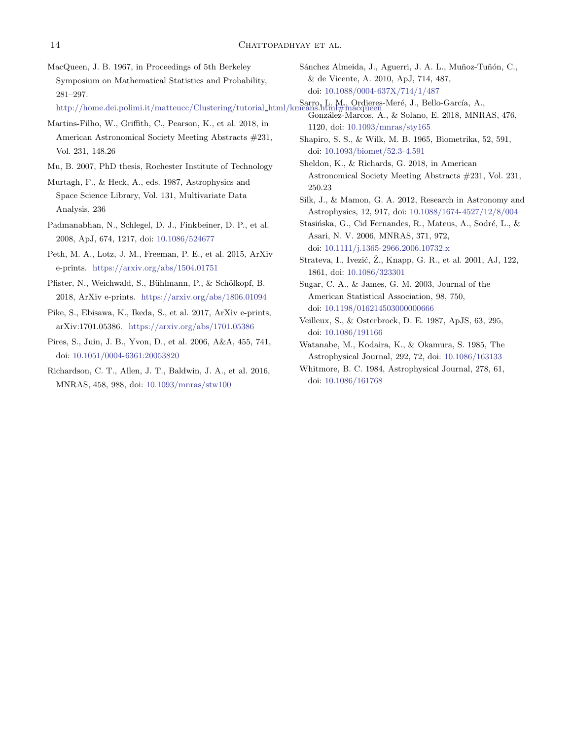MacQueen, J. B. 1967, in Proceedings of 5th Berkeley Symposium on Mathematical Statistics and Probability, 281–297. http://home.dei.polimi.it/matteucc/Clustering/tutorial_html/kmeans.html#macqueen

Martins-Filho, W., Griffith, C., Pearson, K., et al. 2018, in American Astronomical Society Meeting Abstracts #231, Vol. 231, 148.26

Mu, B. 2007, PhD thesis, Rochester Institute of Technology

Murtagh, F., & Heck, A., eds. 1987, Astrophysics and Space Science Library, Vol. 131, Multivariate Data Analysis, 236

Padmanabhan, N., Schlegel, D. J., Finkbeiner, D. P., et al. 2008, ApJ, 674, 1217, doi: 10.1086/524677

Peth, M. A., Lotz, J. M., Freeman, P. E., et al. 2015, ArXiv e-prints. https://arxiv.org/abs/1504.01751

Pfister, N., Weichwald, S., Bühlmann, P., & Schölkopf, B. 2018, ArXiv e-prints. https://arxiv.org/abs/1806.01094

Pike, S., Ebisawa, K., Ikeda, S., et al. 2017, ArXiv e-prints, arXiv:1701.05386. https://arxiv.org/abs/1701.05386

Pires, S., Juin, J. B., Yvon, D., et al. 2006, A&A, 455, 741, doi: 10.1051/0004-6361:20053820

Richardson, C. T., Allen, J. T., Baldwin, J. A., et al. 2016, MNRAS, 458, 988, doi: 10.1093/mnras/stw100

Sánchez Almeida, J., Aguerri, J. A. L., Muñoz-Tuñón, C., & de Vicente, A. 2010, ApJ, 714, 487, doi: 10.1088/0004-637X/714/1/487

Sarro, L. M., Ordieres-Meré, J., Bello-García, A., González-Marcos, A., & Solano, E. 2018, MNRAS, 476, 1120, doi: 10.1093/mnras/sty165

Shapiro, S. S., & Wilk, M. B. 1965, Biometrika, 52, 591, doi: 10.1093/biomet/52.3-4.591

Sheldon, K., & Richards, G. 2018, in American Astronomical Society Meeting Abstracts #231, Vol. 231, 250.23

Silk, J., & Mamon, G. A. 2012, Research in Astronomy and Astrophysics, 12, 917, doi: 10.1088/1674-4527/12/8/004

Stasińska, G., Cid Fernandes, R., Mateus, A., Sodré, L., & Asari, N. V. 2006, MNRAS, 371, 972, doi: 10.1111/j.1365-2966.2006.10732.x

Strateva, I., Ivezić, Ž., Knapp, G. R., et al. 2001, AJ, 122, 1861, doi: 10.1086/323301

Sugar, C. A., & James, G. M. 2003, Journal of the American Statistical Association, 98, 750, doi: 10.1198/016214503000000666

Veilleux, S., & Osterbrock, D. E. 1987, ApJS, 63, 295, doi: 10.1086/191166

Watanabe, M., Kodaira, K., & Okamura, S. 1985, The Astrophysical Journal, 292, 72, doi: 10.1086/163133

Whitmore, B. C. 1984, Astrophysical Journal, 278, 61, doi: 10.1086/161768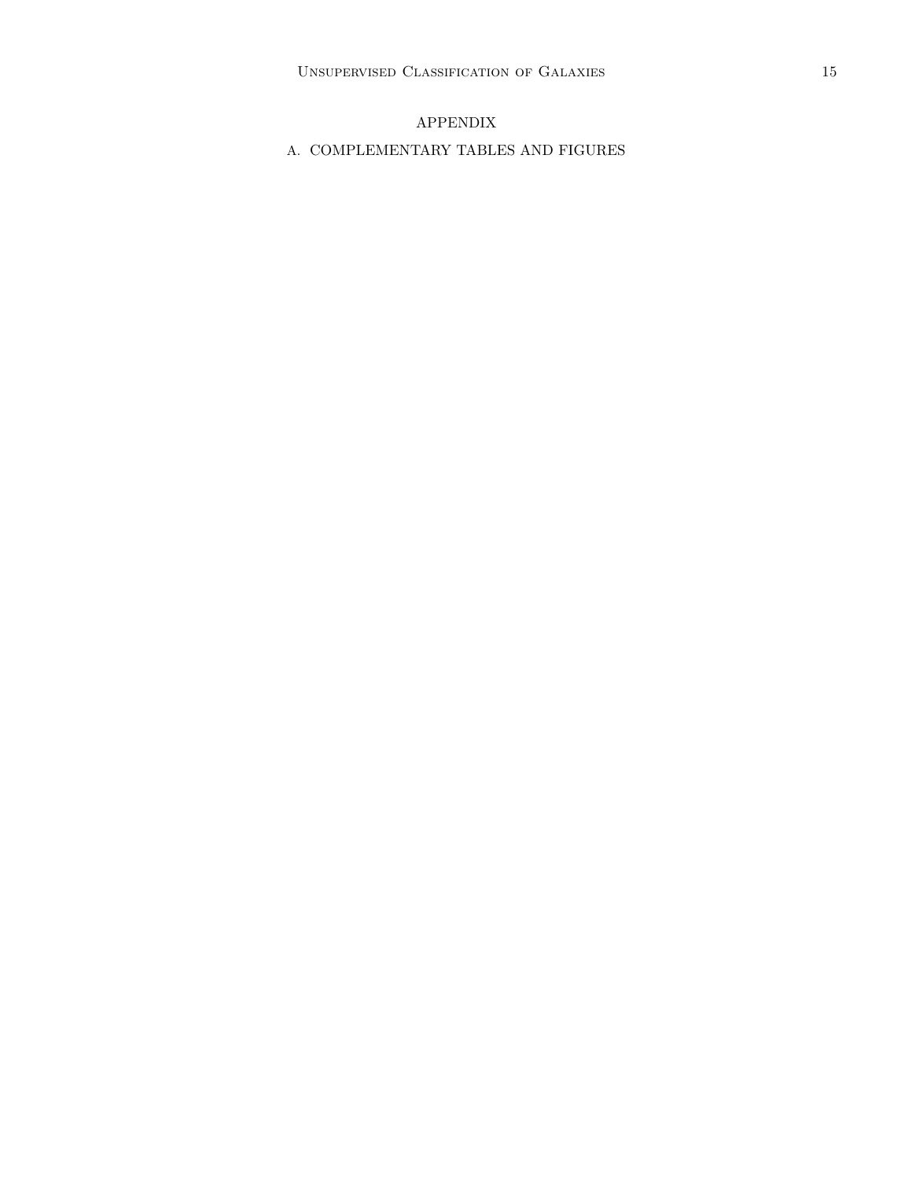# APPENDIX

## A. COMPLEMENTARY TABLES AND FIGURES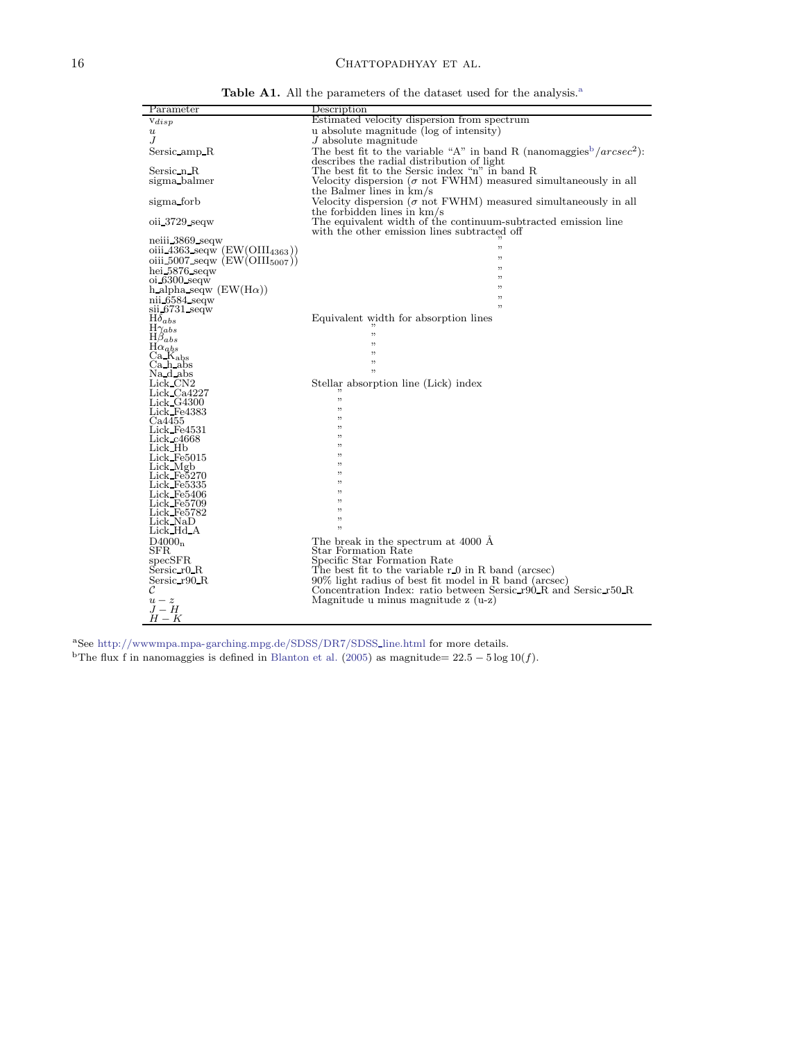**Table A1.** All the parameters of the dataset used for the analysis.[a]

| Parameter | Description |
|---|---|
| $v_{disp}$ | Estimated velocity dispersion from spectrum |
| $u$ | u absolute magnitude (log of intensity) |
| $J$ | $J$ absolute magnitude |
| Sersic_amp_R | The best fit to the variable "A" in band R (nanomaggies[b]/$arcsec^2$): describes the radial distribution of light |
| Sersic_n_R | The best fit to the Sersic index "n" in band R |
| sigma_balmer | Velocity dispersion ($\sigma$ not FWHM) measured simultaneously in all the Balmer lines in km/s |
| sigma_forb | Velocity dispersion ($\sigma$ not FWHM) measured simultaneously in all the forbidden lines in km/s |
| oii_3729_seqw | The equivalent width of the continuum-subtracted emission line with the other emission lines subtracted off |
| neiii_3869_seqw | " |
| oiii_4363_seqw (EW($OIII_{4363}$)) | " |
| oiii_5007_seqw (EW($OIII_{5007}$)) | " |
| hei_5876_seqw | " |
| oi_6300_seqw | " |
| h_alpha_seqw (EW(H$\alpha$)) | " |
| nii_6584_seqw | " |
| sii_6731_seqw | " |
| $H\delta_{abs}$ | Equivalent width for absorption lines |
| $H\gamma_{abs}$ | " |
| $H\beta_{abs}$ | " |
| $H\alpha_{abs}$ | " |
| $Ca\_K_{abs}$ | " |
| Ca_h_abs | " |
| Na_d_abs | " |
| Lick_CN2 | Stellar absorption line (Lick) index |
| Lick_Ca4227 | " |
| Lick_G4300 | " |
| Lick_Fe4383 | " |
| Ca4455 | " |
| Lick_Fe4531 | " |
| Lick_c4668 | " |
| Lick_Hb | " |
| Lick_Fe5015 | " |
| Lick_Mgb | " |
| Lick_Fe5270 | " |
| Lick_Fe5335 | " |
| Lick_Fe5406 | " |
| Lick_Fe5709 | " |
| Lick_Fe5782 | " |
| Lick_NaD | " |
| Lick_Hd_A | " |
| $D4000_n$ | The break in the spectrum at 4000 Å |
| SFR | Star Formation Rate |
| specSFR | Specific Star Formation Rate |
| Sersic_r0_R | The best fit to the variable r_0 in R band (arcsec) |
| Sersic_r90_R | 90% light radius of best fit model in R band (arcsec) |
| $\mathcal{C}$ | Concentration Index: ratio between Sersic_r90_R and Sersic_r50_R |
| $u-z$ | Magnitude u minus magnitude z (u-z) |
| $J-H$ | |
| $H-K$ | |

[a]See http://wwwmpa.mpa-garching.mpg.de/SDSS/DR7/SDSS_line.html for more details.

[b]The flux f in nanomaggies is defined in Blanton et al. (2005) as magnitude= $22.5 - 5\log 10(f)$.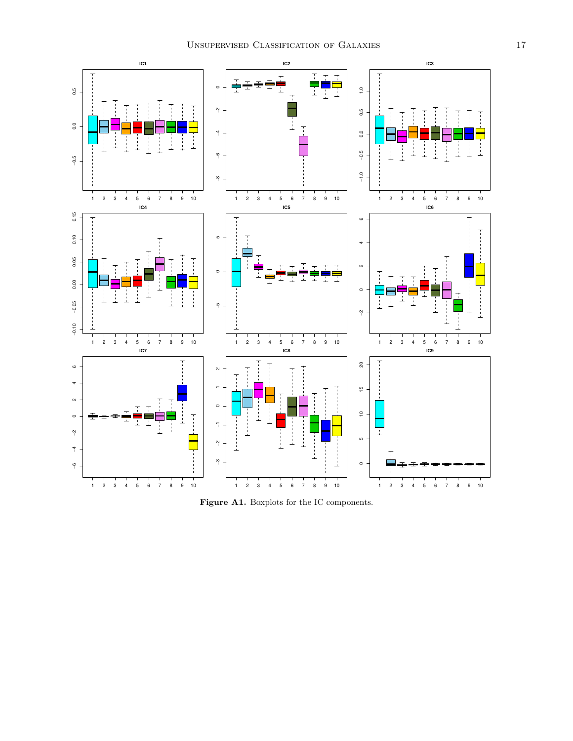**Figure A1.** Boxplots for the IC components.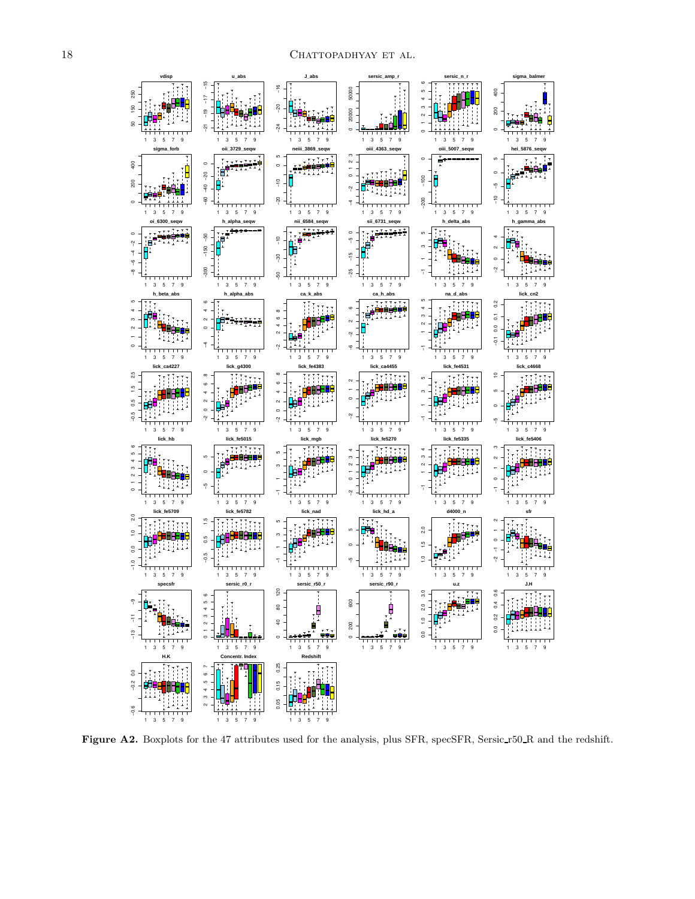vdisp

u_abs

J_abs

sersic_amp_r

sersic_n_r

sigma_balmer

sigma_forb

oii_3729_seqw

neiii_3869_seqw

oiii_4363_seqw

oiii_5007_seqw

hei_5876_seqw

oi_6300_seqw

h_alpha_seqw

nii_6584_seqw

sii_6731_seqw

h_delta_abs

h_gamma_abs

h_beta_abs

h_alpha_abs

ca_k_abs

ca_h_abs

na_d_abs

lick_cn2

lick_ca4227

lick_g4300

lick_fe4383

lick_ca4455

lick_fe4531

lick_c4668

lick_hb

lick_fe5015

lick_mgb

lick_fe5270

lick_fe5335

lick_fe5406

lick_fe5709

lick_fe5782

lick_nad

lick_hd_a

d4000_n

sfr

specsfr

sersic_r0_r

sersic_r50_r

sersic_r90_r

u.z

J.H

H.K

Concentr. Index

Redshift

**Figure A2.** Boxplots for the 47 attributes used for the analysis, plus SFR, specSFR, Sersic_r50_R and the redshift.